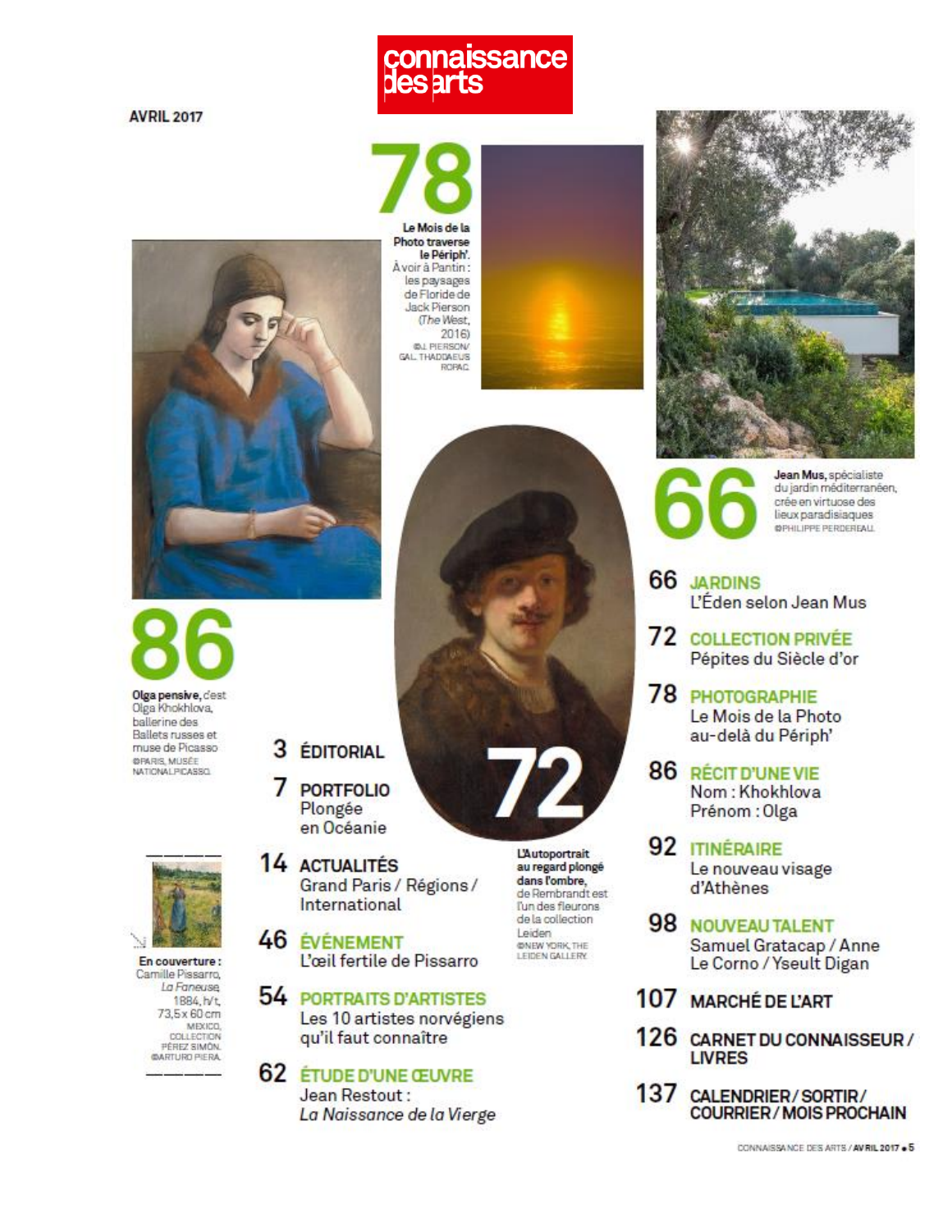# connaissance des arts

AVRIL 2017

## 78

**Le Mois de la Photo traverse le Périph'.** À voir à Pantin : les paysages de Floride de Jack Pierson (*The West*, 2016)
©J. PIERSON/ GAL. THADDAEUS ROPAC

## 66

**Jean Mus,** spécialiste du jardin méditerranéen, crée en virtuose des lieux paradisiaques
©PHILIPPE PERDEREAU

## 86

**Olga pensive,** c'est Olga Khokhlova, ballerine des Ballets russes et muse de Picasso
©PARIS, MUSÉE NATIONAL PICASSO

## 72

**L'Autoportrait au regard plongé dans l'ombre,** de Rembrandt est l'un des fleurons de la collection Leiden
©NEW YORK, THE LEIDEN GALLERY

**En couverture :** Camille Pissarro, *La Faneuse*, 1884, h/t, 73,5 x 60 cm
MEXICO, COLLECTION PÉREZ SIMÓN. ©ARTURO PIERA

- **3 ÉDITORIAL**
- **7 PORTFOLIO** Plongée en Océanie
- **14 ACTUALITÉS** Grand Paris / Régions / International
- **46 ÉVÉNEMENT** L'œil fertile de Pissarro
- **54 PORTRAITS D'ARTISTES** Les 10 artistes norvégiens qu'il faut connaître
- **62 ÉTUDE D'UNE ŒUVRE** Jean Restout : *La Naissance de la Vierge*
- **66 JARDINS** L'Éden selon Jean Mus
- **72 COLLECTION PRIVÉE** Pépites du Siècle d'or
- **78 PHOTOGRAPHIE** Le Mois de la Photo au-delà du Périph'
- **86 RÉCIT D'UNE VIE** Nom : Khokhlova Prénom : Olga
- **92 ITINÉRAIRE** Le nouveau visage d'Athènes
- **98 NOUVEAU TALENT** Samuel Gratacap / Anne Le Corno / Yseult Digan
- **107 MARCHÉ DE L'ART**
- **126 CARNET DU CONNAISSEUR / LIVRES**
- **137 CALENDRIER / SORTIR / COURRIER / MOIS PROCHAIN**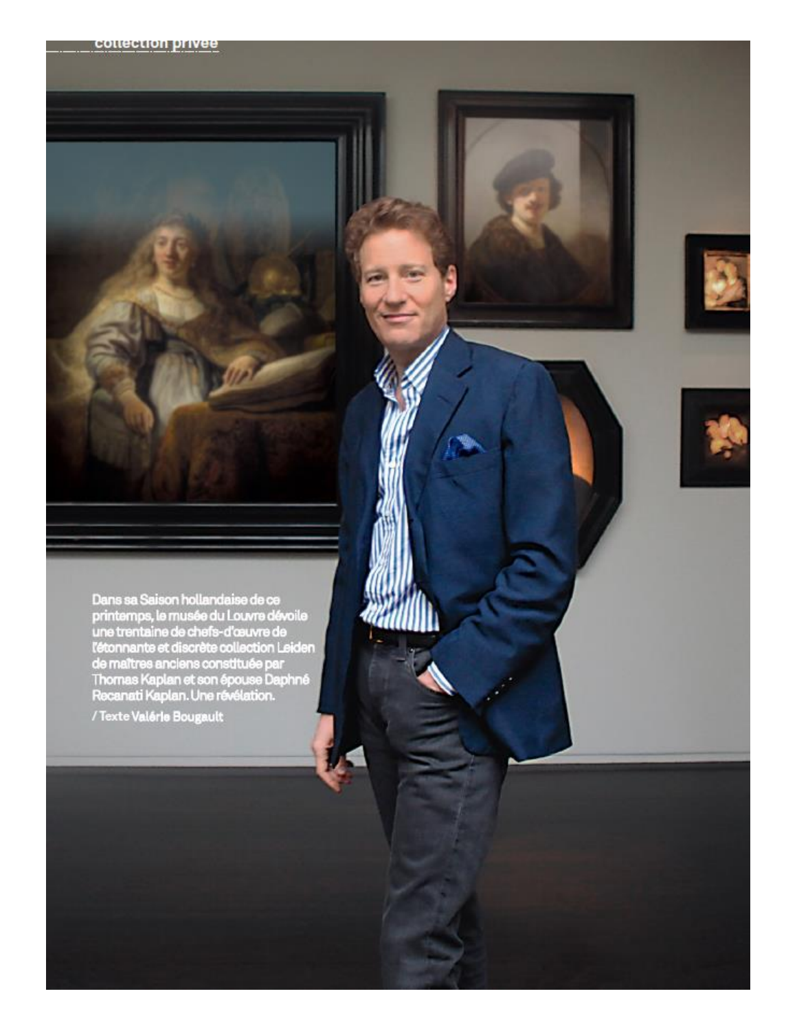collection privée

Dans sa Saison hollandaise de ce printemps, le musée du Louvre dévoile une trentaine de chefs-d'œuvre de l'étonnante et discrète collection Leiden de maîtres anciens constituée par Thomas Kaplan et son épouse Daphné Recanati Kaplan. Une révélation.

/ Texte **Valérie Bougault**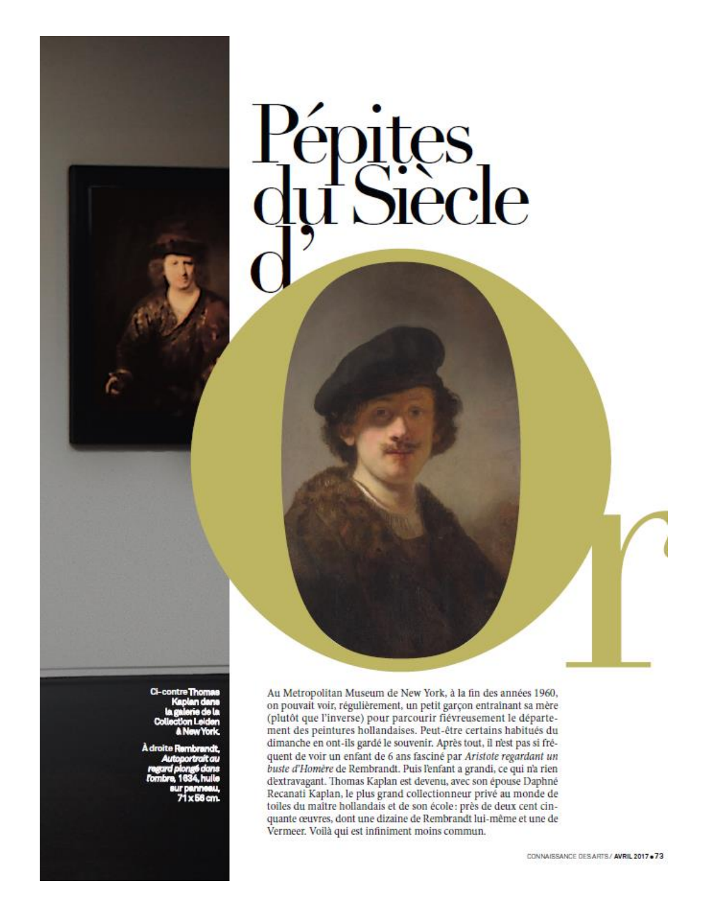# Pépites du Siècle d'Or

Ci-contre Thomas Kaplan dans la galerie de la Collection Leiden à New York.

À droite Rembrandt, *Autoportrait au regard plongé dans l'ombre*, 1634, huile sur panneau, 71 x 56 cm.

Au Metropolitan Museum de New York, à la fin des années 1960, on pouvait voir, régulièrement, un petit garçon entraînant sa mère (plutôt que l'inverse) pour parcourir fiévreusement le département des peintures hollandaises. Peut-être certains habitués du dimanche en ont-ils gardé le souvenir. Après tout, il n'est pas si fréquent de voir un enfant de 6 ans fasciné par *Aristote regardant un buste d'Homère* de Rembrandt. Puis l'enfant a grandi, ce qui n'a rien d'extravagant. Thomas Kaplan est devenu, avec son épouse Daphné Recanati Kaplan, le plus grand collectionneur privé au monde de toiles du maître hollandais et de son école : près de deux cent cinquante œuvres, dont une dizaine de Rembrandt lui-même et une de Vermeer. Voilà qui est infiniment moins commun.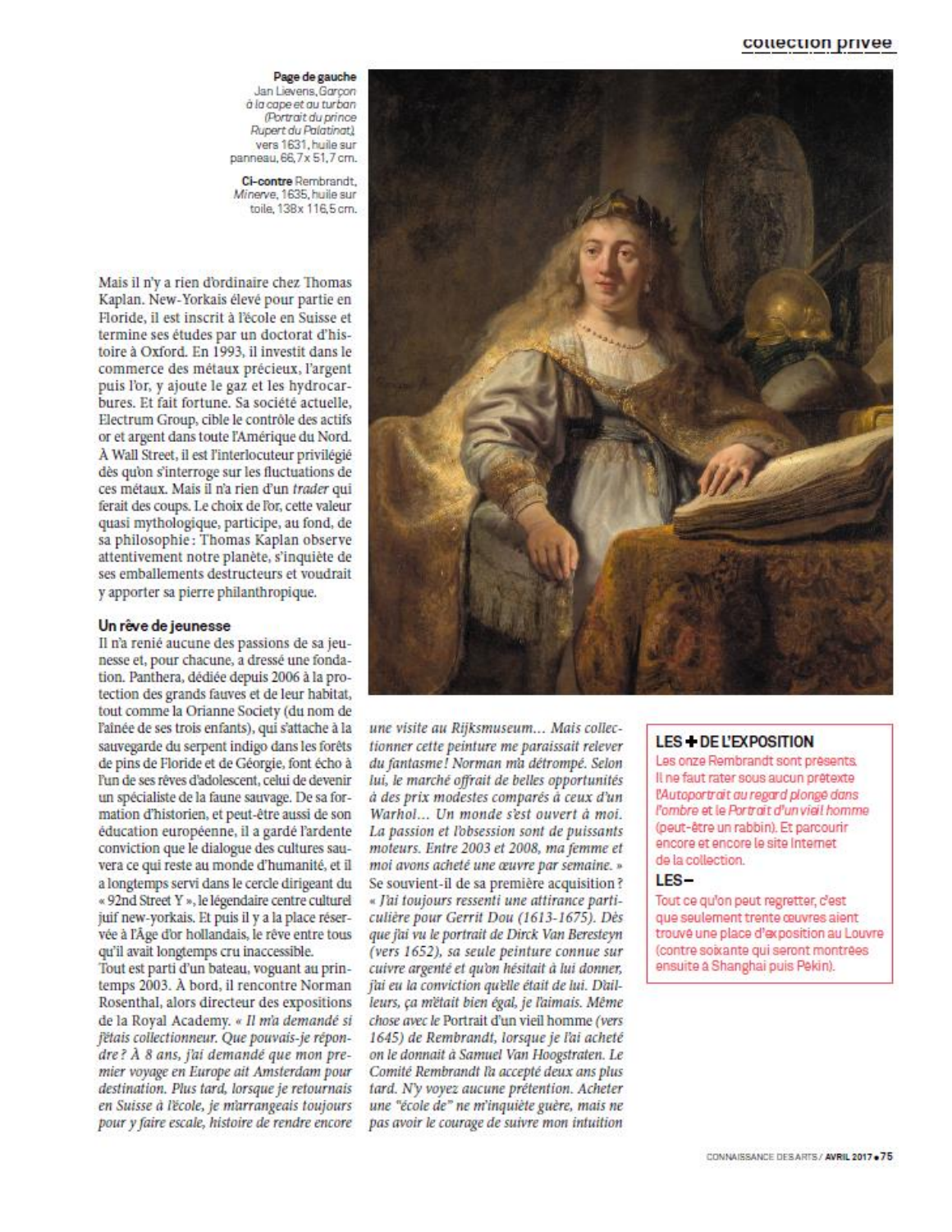**Page de gauche** Jan Lievens, *Garçon à la cape et au turban (Portrait du prince Rupert du Palatinat)*, vers 1631, huile sur panneau, 66,7 x 51,7 cm.

**Ci-contre** Rembrandt, *Minerve*, 1635, huile sur toile, 138 x 116,5 cm.

Mais il n'y a rien d'ordinaire chez Thomas Kaplan. New-Yorkais élevé pour partie en Floride, il est inscrit à l'école en Suisse et termine ses études par un doctorat d'histoire à Oxford. En 1993, il investit dans le commerce des métaux précieux, l'argent puis l'or, y ajoute le gaz et les hydrocarbures. Et fait fortune. Sa société actuelle, Electrum Group, cible le contrôle des actifs or et argent dans toute l'Amérique du Nord. À Wall Street, il est l'interlocuteur privilégié dès qu'on s'interroge sur les fluctuations de ces métaux. Mais il n'a rien d'un *trader* qui ferait des coups. Le choix de l'or, cette valeur quasi mythologique, participe, au fond, de sa philosophie : Thomas Kaplan observe attentivement notre planète, s'inquiète de ses emballements destructeurs et voudrait y apporter sa pierre philanthropique.

### Un rêve de jeunesse

Il n'a renié aucune des passions de sa jeunesse et, pour chacune, a dressé une fondation. Panthera, dédiée depuis 2006 à la protection des grands fauves et de leur habitat, tout comme la Orianne Society (du nom de l'aînée de ses trois enfants), qui s'attache à la sauvegarde du serpent indigo dans les forêts de pins de Floride et de Géorgie, font écho à l'un de ses rêves d'adolescent, celui de devenir un spécialiste de la faune sauvage. De sa formation d'historien, et peut-être aussi de son éducation européenne, il a gardé l'ardente conviction que le dialogue des cultures sauvera ce qui reste au monde d'humanité, et il a longtemps servi dans le cercle dirigeant du « 92nd Street Y », le légendaire centre culturel juif new-yorkais. Et puis il y a la place réservée à l'Âge d'or hollandais, le rêve entre tous qu'il avait longtemps cru inaccessible.

Tout est parti d'un bateau, voguant au printemps 2003. À bord, il rencontre Norman Rosenthal, alors directeur des expositions de la Royal Academy. *« Il m'a demandé si j'étais collectionneur. Que pouvais-je répondre ? À 8 ans, j'ai demandé que mon premier voyage en Europe ait Amsterdam pour destination. Plus tard, lorsque je retournais en Suisse à l'école, je m'arrangeais toujours pour y faire escale, histoire de rendre encore une visite au Rijksmuseum… Mais collectionner cette peinture me paraissait relever du fantasme ! Norman m'a détrompé. Selon lui, le marché offrait de belles opportunités à des prix modestes comparés à ceux d'un Warhol… Un monde s'est ouvert à moi. La passion et l'obsession sont de puissants moteurs. Entre 2003 et 2008, ma femme et moi avons acheté une œuvre par semaine. »* Se souvient-il de sa première acquisition ? *« J'ai toujours ressenti une attirance particulière pour Gerrit Dou (1613-1675). Dès que j'ai vu le portrait de Dirck Van Beresteyn (vers 1652), sa seule peinture connue sur cuivre argenté et qu'on hésitait à lui donner, j'ai eu la conviction qu'elle était de lui. D'ailleurs, ça m'était bien égal, je l'aimais. Même chose avec le* Portrait d'un vieil homme *(vers 1645) de Rembrandt, lorsque je l'ai acheté on le donnait à Samuel Van Hoogstraten. Le Comité Rembrandt l'a accepté deux ans plus tard. N'y voyez aucune prétention. Acheter une "école de" ne m'inquiète guère, mais ne pas avoir le courage de suivre mon intuition*

> **LES + DE L'EXPOSITION**
>
> Les onze Rembrandt sont présents. Il ne faut rater sous aucun prétexte *l'Autoportrait au regard plongé dans l'ombre* et le *Portrait d'un vieil homme* (peut-être un rabbin). Et parcourir encore et encore le site Internet de la collection.
>
> **LES –**
>
> Tout ce qu'on peut regretter, c'est que seulement trente œuvres aient trouvé une place d'exposition au Louvre (contre soixante qui seront montrées ensuite à Shanghai puis Pékin).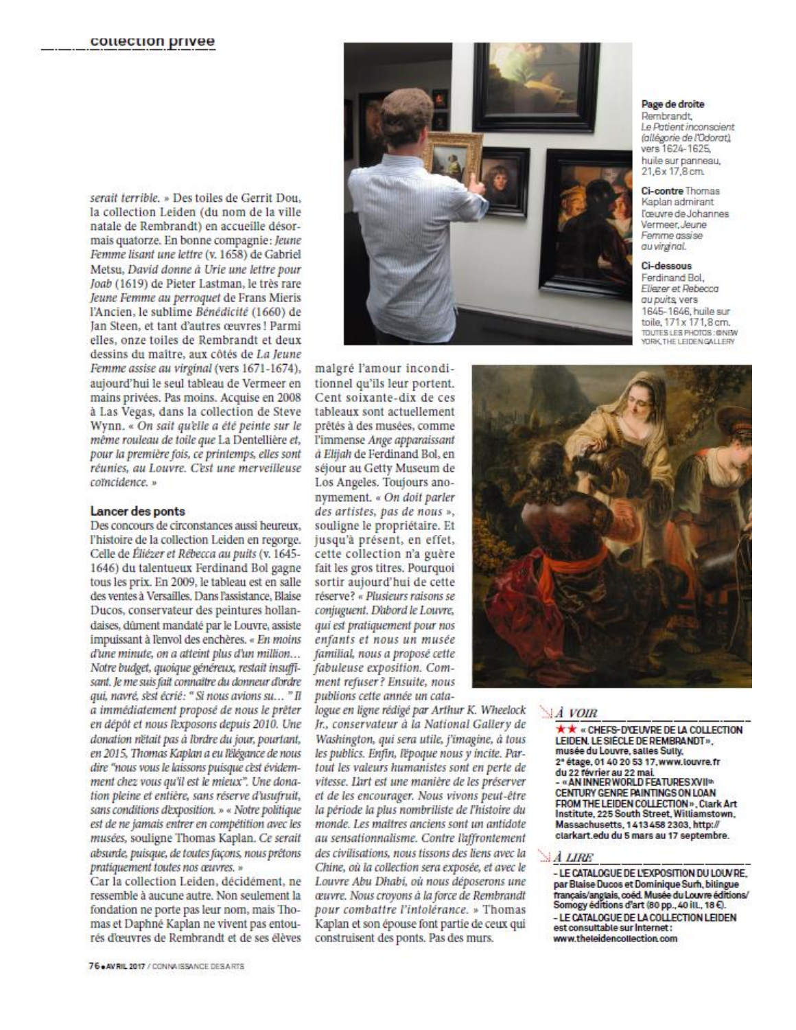*serait terrible.* » Des toiles de Gerrit Dou, la collection Leiden (du nom de la ville natale de Rembrandt) en accueille désormais quatorze. En bonne compagnie: *Jeune Femme lisant une lettre* (v. 1658) de Gabriel Metsu, *David donne à Urie une lettre pour Joab* (1619) de Pieter Lastman, le très rare *Jeune Femme au perroquet* de Frans Mieris l'Ancien, le sublime *Bénédicité* (1660) de Jan Steen, et tant d'autres œuvres ! Parmi elles, onze toiles de Rembrandt et deux dessins du maître, aux côtés de *La Jeune Femme assise au virginal* (vers 1671-1674), aujourd'hui le seul tableau de Vermeer en mains privées. Pas moins. Acquise en 2008 à Las Vegas, dans la collection de Steve Wynn. « *On sait qu'elle a été peinte sur le même rouleau de toile que* La Dentellière *et, pour la première fois, ce printemps, elles sont réunies, au Louvre. C'est une merveilleuse coïncidence.* »

### Lancer des ponts

Des concours de circonstances aussi heureux, l'histoire de la collection Leiden en regorge. Celle de *Éliézer et Rébecca au puits* (v. 1645-1646) du talentueux Ferdinand Bol gagne tous les prix. En 2009, le tableau est en salle des ventes à Versailles. Dans l'assistance, Blaise Ducos, conservateur des peintures hollandaises, dûment mandaté par le Louvre, assiste impuissant à l'envol des enchères. « *En moins d'une minute, on a atteint plus d'un million… Notre budget, quoique généreux, restait insuffisant. Je me suis fait connaître du donneur d'ordre qui, navré, s'est écrié: " Si nous avions su… " Il a immédiatement proposé de nous le prêter en dépôt et nous l'exposons depuis 2010. Une donation n'était pas à l'ordre du jour, pourtant, en 2015, Thomas Kaplan a eu l'élégance de nous dire "nous vous le laissons puisque c'est évidemment chez vous qu'il est le mieux". Une donation pleine et entière, sans réserve d'usufruit, sans conditions d'exposition.* » « *Notre politique est de ne jamais entrer en compétition avec les musées*, souligne Thomas Kaplan. *Ce serait absurde, puisque, de toutes façons, nous prêtons pratiquement toutes nos œuvres.* »

Car la collection Leiden, décidément, ne ressemble à aucune autre. Non seulement la fondation ne porte pas leur nom, mais Thomas et Daphné Kaplan ne vivent pas entourés d'œuvres de Rembrandt et de ses élèves malgré l'amour inconditionnel qu'ils leur portent. Cent soixante-dix de ces tableaux sont actuellement prêtés à des musées, comme l'immense *Ange apparaissant à Elijah* de Ferdinand Bol, en séjour au Getty Museum de Los Angeles. Toujours anonymement. « *On doit parler des artistes, pas de nous* », souligne le propriétaire. Et jusqu'à présent, en effet, cette collection n'a guère fait les gros titres. Pourquoi sortir aujourd'hui de cette réserve? « *Plusieurs raisons se conjuguent. D'abord le Louvre, qui est pratiquement pour nos enfants et nous un musée familial, nous a proposé cette fabuleuse exposition. Comment refuser? Ensuite, nous publions cette année un catalogue en ligne rédigé par Arthur K. Wheelock Jr., conservateur à la National Gallery de Washington, qui sera utile, j'imagine, à tous les publics. Enfin, l'époque nous y incite. Partout les valeurs humanistes sont en perte de vitesse. L'art est une manière de les préserver et de les encourager. Nous vivons peut-être la période la plus nombriliste de l'histoire du monde. Les maîtres anciens sont un antidote au sensationnalisme. Contre l'affrontement des civilisations, nous tissons des liens avec la Chine, où la collection sera exposée, et avec le Louvre Abu Dhabi, où nous déposerons une œuvre. Nous croyons à la force de Rembrandt pour combattre l'intolérance.* » Thomas Kaplan et son épouse font partie de ceux qui construisent des ponts. Pas des murs.

**Page de droite** Rembrandt, *Le Patient inconscient (allégorie de l'Odorat)*, vers 1624-1625, huile sur panneau, 21,6 x 17,8 cm.

**Ci-contre** Thomas Kaplan admirant l'œuvre de Johannes Vermeer, *Jeune Femme assise au virginal*.

**Ci-dessous** Ferdinand Bol, *Éliézer et Rebecca au puits*, vers 1645-1646, huile sur toile, 171 x 171,8 cm.

TOUTES LES PHOTOS : ©NEW YORK, THE LEIDEN GALLERY

### À VOIR

★★ « CHEFS-D'ŒUVRE DE LA COLLECTION LEIDEN. LE SIÈCLE DE REMBRANDT », musée du Louvre, salles Sully, 2e étage, 01 40 20 53 17, www.louvre.fr du 22 février au 22 mai.

- « AN INNER WORLD FEATURES XVIIth CENTURY GENRE PAINTINGS ON LOAN FROM THE LEIDEN COLLECTION », Clark Art Institute, 225 South Street, Williamstown, Massachusetts, 1 413 458 2303, http://clarkart.edu du 5 mars au 17 septembre.

### À LIRE

- LE CATALOGUE DE L'EXPOSITION DU LOUVRE, par Blaise Ducos et Dominique Surh, bilingue français/anglais, coéd. Musée du Louvre éditions/ Somogy éditions d'art (80 pp., 40 ill., 18 €).
- LE CATALOGUE DE LA COLLECTION LEIDEN est consultable sur Internet : www.theleidencollection.com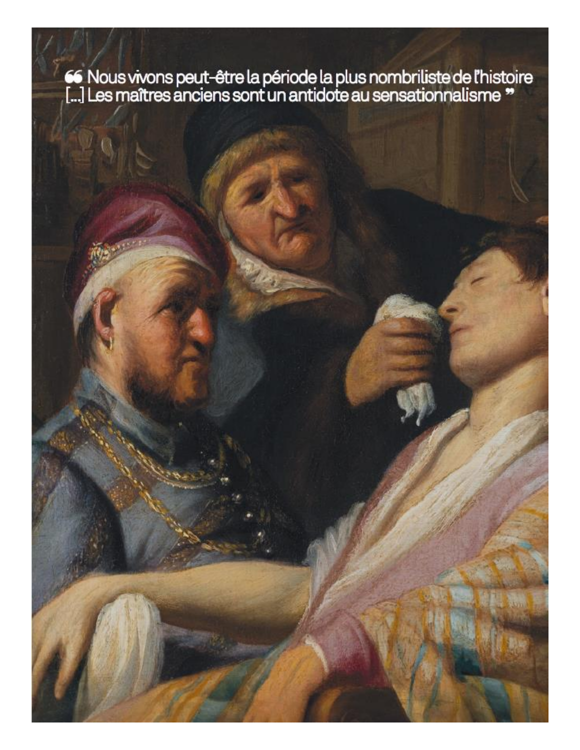“ Nous vivons peut-être la période la plus nombriliste de l'histoire […] Les maîtres anciens sont un antidote au sensationnalisme ”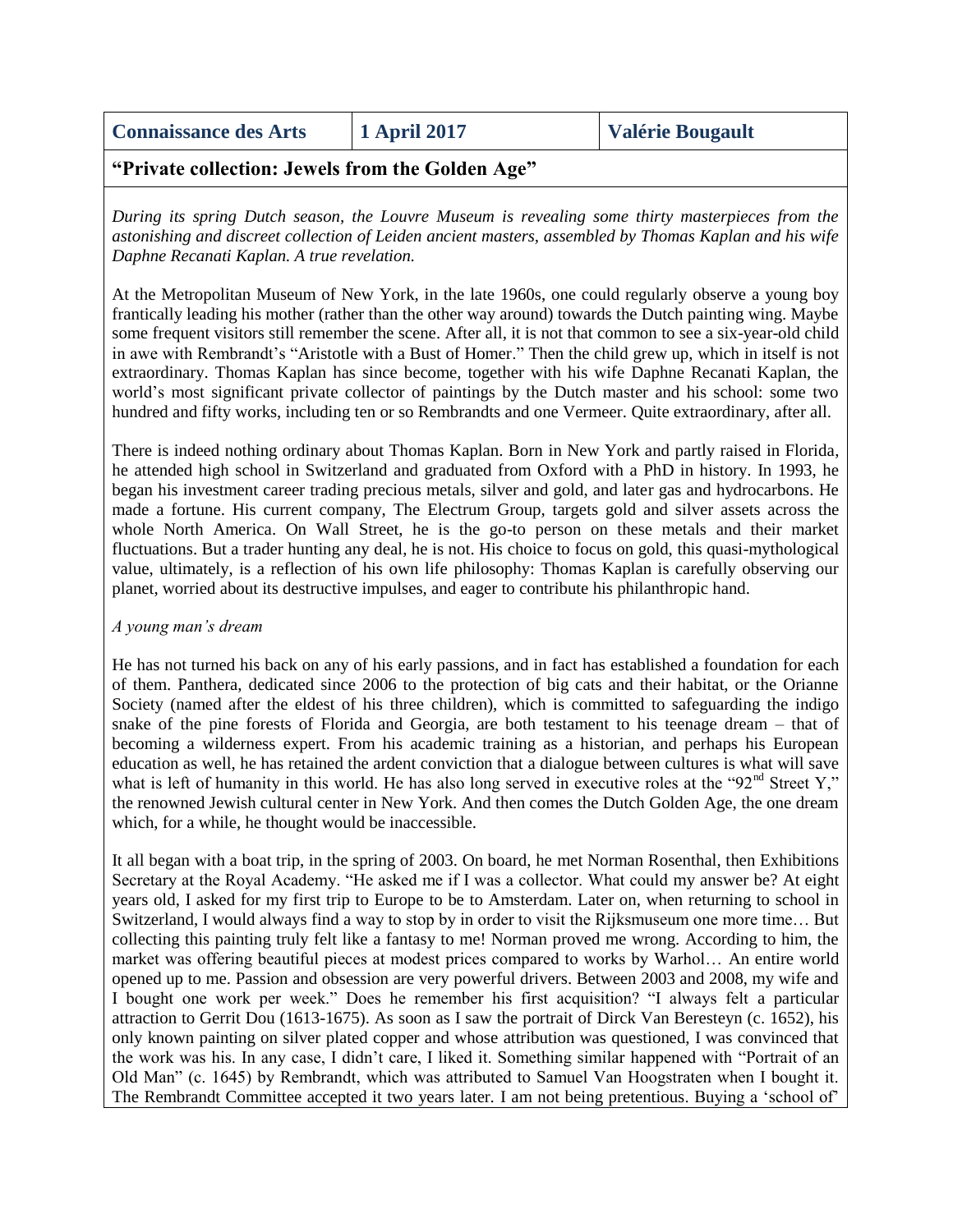| Connaissance des Arts | 1 April 2017 | Valérie Bougault |
|---|---|---|

## "Private collection: Jewels from the Golden Age"

*During its spring Dutch season, the Louvre Museum is revealing some thirty masterpieces from the astonishing and discreet collection of Leiden ancient masters, assembled by Thomas Kaplan and his wife Daphne Recanati Kaplan. A true revelation.*

At the Metropolitan Museum of New York, in the late 1960s, one could regularly observe a young boy frantically leading his mother (rather than the other way around) towards the Dutch painting wing. Maybe some frequent visitors still remember the scene. After all, it is not that common to see a six-year-old child in awe with Rembrandt's "Aristotle with a Bust of Homer." Then the child grew up, which in itself is not extraordinary. Thomas Kaplan has since become, together with his wife Daphne Recanati Kaplan, the world's most significant private collector of paintings by the Dutch master and his school: some two hundred and fifty works, including ten or so Rembrandts and one Vermeer. Quite extraordinary, after all.

There is indeed nothing ordinary about Thomas Kaplan. Born in New York and partly raised in Florida, he attended high school in Switzerland and graduated from Oxford with a PhD in history. In 1993, he began his investment career trading precious metals, silver and gold, and later gas and hydrocarbons. He made a fortune. His current company, The Electrum Group, targets gold and silver assets across the whole North America. On Wall Street, he is the go-to person on these metals and their market fluctuations. But a trader hunting any deal, he is not. His choice to focus on gold, this quasi-mythological value, ultimately, is a reflection of his own life philosophy: Thomas Kaplan is carefully observing our planet, worried about its destructive impulses, and eager to contribute his philanthropic hand.

*A young man's dream*

He has not turned his back on any of his early passions, and in fact has established a foundation for each of them. Panthera, dedicated since 2006 to the protection of big cats and their habitat, or the Orianne Society (named after the eldest of his three children), which is committed to safeguarding the indigo snake of the pine forests of Florida and Georgia, are both testament to his teenage dream – that of becoming a wilderness expert. From his academic training as a historian, and perhaps his European education as well, he has retained the ardent conviction that a dialogue between cultures is what will save what is left of humanity in this world. He has also long served in executive roles at the "92nd Street Y," the renowned Jewish cultural center in New York. And then comes the Dutch Golden Age, the one dream which, for a while, he thought would be inaccessible.

It all began with a boat trip, in the spring of 2003. On board, he met Norman Rosenthal, then Exhibitions Secretary at the Royal Academy. "He asked me if I was a collector. What could my answer be? At eight years old, I asked for my first trip to Europe to be to Amsterdam. Later on, when returning to school in Switzerland, I would always find a way to stop by in order to visit the Rijksmuseum one more time… But collecting this painting truly felt like a fantasy to me! Norman proved me wrong. According to him, the market was offering beautiful pieces at modest prices compared to works by Warhol… An entire world opened up to me. Passion and obsession are very powerful drivers. Between 2003 and 2008, my wife and I bought one work per week." Does he remember his first acquisition? "I always felt a particular attraction to Gerrit Dou (1613-1675). As soon as I saw the portrait of Dirck Van Beresteyn (c. 1652), his only known painting on silver plated copper and whose attribution was questioned, I was convinced that the work was his. In any case, I didn't care, I liked it. Something similar happened with "Portrait of an Old Man" (c. 1645) by Rembrandt, which was attributed to Samuel Van Hoogstraten when I bought it. The Rembrandt Committee accepted it two years later. I am not being pretentious. Buying a 'school of'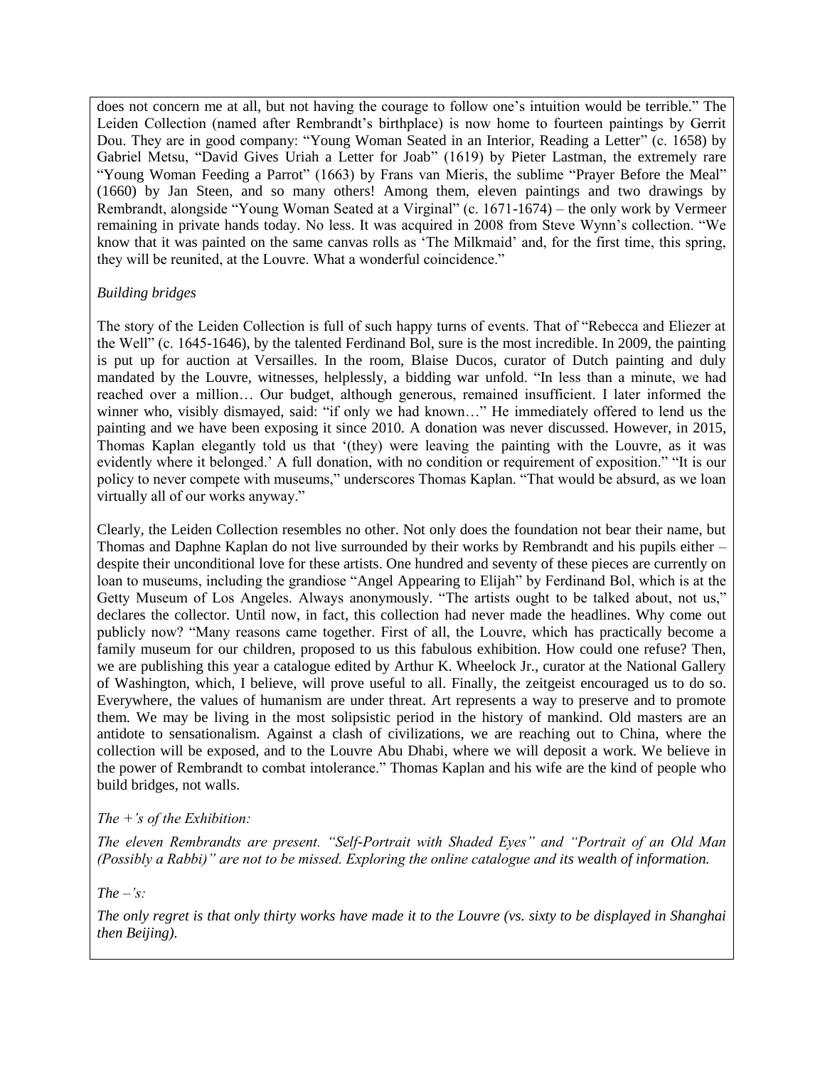does not concern me at all, but not having the courage to follow one's intuition would be terrible." The Leiden Collection (named after Rembrandt's birthplace) is now home to fourteen paintings by Gerrit Dou. They are in good company: "Young Woman Seated in an Interior, Reading a Letter" (c. 1658) by Gabriel Metsu, "David Gives Uriah a Letter for Joab" (1619) by Pieter Lastman, the extremely rare "Young Woman Feeding a Parrot" (1663) by Frans van Mieris, the sublime "Prayer Before the Meal" (1660) by Jan Steen, and so many others! Among them, eleven paintings and two drawings by Rembrandt, alongside "Young Woman Seated at a Virginal" (c. 1671-1674) – the only work by Vermeer remaining in private hands today. No less. It was acquired in 2008 from Steve Wynn's collection. "We know that it was painted on the same canvas rolls as 'The Milkmaid' and, for the first time, this spring, they will be reunited, at the Louvre. What a wonderful coincidence."

*Building bridges*

The story of the Leiden Collection is full of such happy turns of events. That of "Rebecca and Eliezer at the Well" (c. 1645-1646), by the talented Ferdinand Bol, sure is the most incredible. In 2009, the painting is put up for auction at Versailles. In the room, Blaise Ducos, curator of Dutch painting and duly mandated by the Louvre, witnesses, helplessly, a bidding war unfold. "In less than a minute, we had reached over a million… Our budget, although generous, remained insufficient. I later informed the winner who, visibly dismayed, said: "if only we had known…" He immediately offered to lend us the painting and we have been exposing it since 2010. A donation was never discussed. However, in 2015, Thomas Kaplan elegantly told us that '(they) were leaving the painting with the Louvre, as it was evidently where it belonged.' A full donation, with no condition or requirement of exposition." "It is our policy to never compete with museums," underscores Thomas Kaplan. "That would be absurd, as we loan virtually all of our works anyway."

Clearly, the Leiden Collection resembles no other. Not only does the foundation not bear their name, but Thomas and Daphne Kaplan do not live surrounded by their works by Rembrandt and his pupils either – despite their unconditional love for these artists. One hundred and seventy of these pieces are currently on loan to museums, including the grandiose "Angel Appearing to Elijah" by Ferdinand Bol, which is at the Getty Museum of Los Angeles. Always anonymously. "The artists ought to be talked about, not us," declares the collector. Until now, in fact, this collection had never made the headlines. Why come out publicly now? "Many reasons came together. First of all, the Louvre, which has practically become a family museum for our children, proposed to us this fabulous exhibition. How could one refuse? Then, we are publishing this year a catalogue edited by Arthur K. Wheelock Jr., curator at the National Gallery of Washington, which, I believe, will prove useful to all. Finally, the zeitgeist encouraged us to do so. Everywhere, the values of humanism are under threat. Art represents a way to preserve and to promote them. We may be living in the most solipsistic period in the history of mankind. Old masters are an antidote to sensationalism. Against a clash of civilizations, we are reaching out to China, where the collection will be exposed, and to the Louvre Abu Dhabi, where we will deposit a work. We believe in the power of Rembrandt to combat intolerance." Thomas Kaplan and his wife are the kind of people who build bridges, not walls.

*The +'s of the Exhibition:*

*The eleven Rembrandts are present. "Self-Portrait with Shaded Eyes" and "Portrait of an Old Man (Possibly a Rabbi)" are not to be missed. Exploring the online catalogue and its wealth of information.*

*The –'s:*

*The only regret is that only thirty works have made it to the Louvre (vs. sixty to be displayed in Shanghai then Beijing).*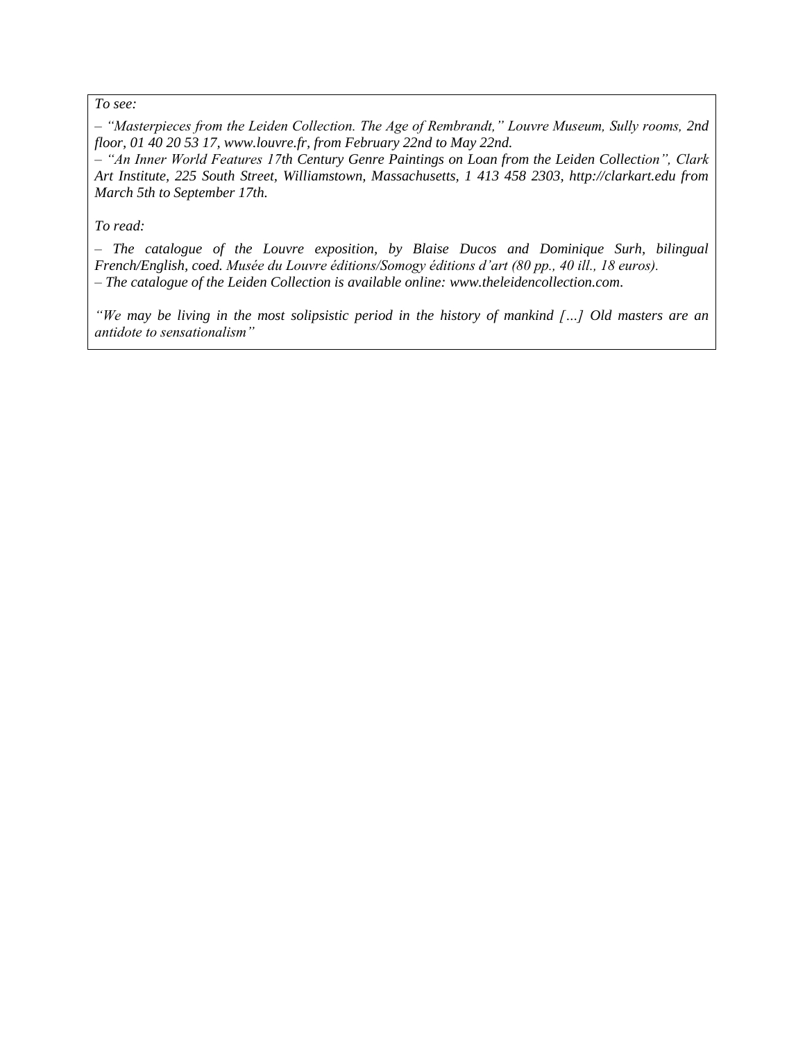*To see:*

*– "Masterpieces from the Leiden Collection. The Age of Rembrandt," Louvre Museum, Sully rooms, 2nd floor, 01 40 20 53 17, www.louvre.fr, from February 22nd to May 22nd.*
*– "An Inner World Features 17th Century Genre Paintings on Loan from the Leiden Collection", Clark Art Institute, 225 South Street, Williamstown, Massachusetts, 1 413 458 2303, http://clarkart.edu from March 5th to September 17th.*

*To read:*

*– The catalogue of the Louvre exposition, by Blaise Ducos and Dominique Surh, bilingual French/English, coed. Musée du Louvre éditions/Somogy éditions d'art (80 pp., 40 ill., 18 euros).*
*– The catalogue of the Leiden Collection is available online: www.theleidencollection.com.*

*"We may be living in the most solipsistic period in the history of mankind […] Old masters are an antidote to sensationalism"*